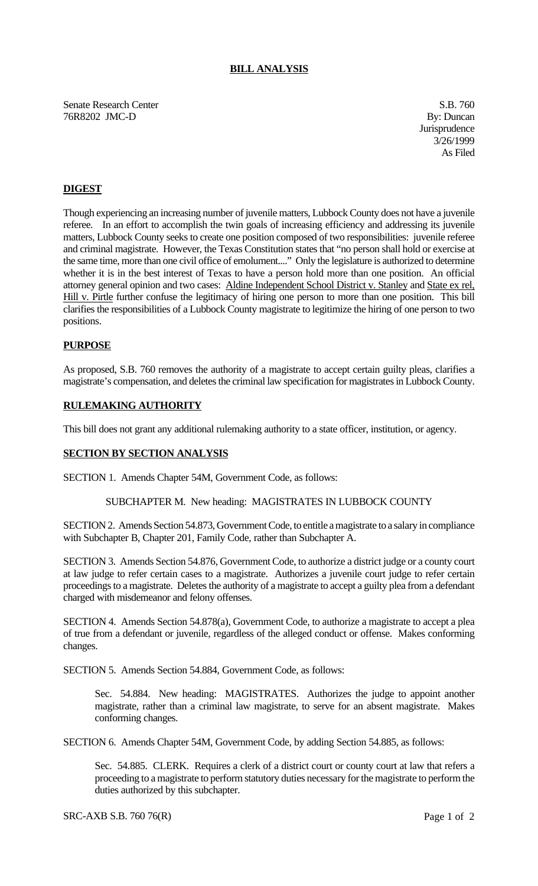# BILL ANALYSIS

Senate Research Center
76R8202 JMC-D

S.B. 760
By: Duncan
Jurisprudence
3/26/1999
As Filed

## DIGEST

Though experiencing an increasing number of juvenile matters, Lubbock County does not have a juvenile referee. In an effort to accomplish the twin goals of increasing efficiency and addressing its juvenile matters, Lubbock County seeks to create one position composed of two responsibilities: juvenile referee and criminal magistrate. However, the Texas Constitution states that "no person shall hold or exercise at the same time, more than one civil office of emolument...." Only the legislature is authorized to determine whether it is in the best interest of Texas to have a person hold more than one position. An official attorney general opinion and two cases: Aldine Independent School District v. Stanley and State ex rel, Hill v. Pirtle further confuse the legitimacy of hiring one person to more than one position. This bill clarifies the responsibilities of a Lubbock County magistrate to legitimize the hiring of one person to two positions.

## PURPOSE

As proposed, S.B. 760 removes the authority of a magistrate to accept certain guilty pleas, clarifies a magistrate's compensation, and deletes the criminal law specification for magistrates in Lubbock County.

## RULEMAKING AUTHORITY

This bill does not grant any additional rulemaking authority to a state officer, institution, or agency.

## SECTION BY SECTION ANALYSIS

SECTION 1. Amends Chapter 54M, Government Code, as follows:

SUBCHAPTER M. New heading: MAGISTRATES IN LUBBOCK COUNTY

SECTION 2. Amends Section 54.873, Government Code, to entitle a magistrate to a salary in compliance with Subchapter B, Chapter 201, Family Code, rather than Subchapter A.

SECTION 3. Amends Section 54.876, Government Code, to authorize a district judge or a county court at law judge to refer certain cases to a magistrate. Authorizes a juvenile court judge to refer certain proceedings to a magistrate. Deletes the authority of a magistrate to accept a guilty plea from a defendant charged with misdemeanor and felony offenses.

SECTION 4. Amends Section 54.878(a), Government Code, to authorize a magistrate to accept a plea of true from a defendant or juvenile, regardless of the alleged conduct or offense. Makes conforming changes.

SECTION 5. Amends Section 54.884, Government Code, as follows:

Sec. 54.884. New heading: MAGISTRATES. Authorizes the judge to appoint another magistrate, rather than a criminal law magistrate, to serve for an absent magistrate. Makes conforming changes.

SECTION 6. Amends Chapter 54M, Government Code, by adding Section 54.885, as follows:

Sec. 54.885. CLERK. Requires a clerk of a district court or county court at law that refers a proceeding to a magistrate to perform statutory duties necessary for the magistrate to perform the duties authorized by this subchapter.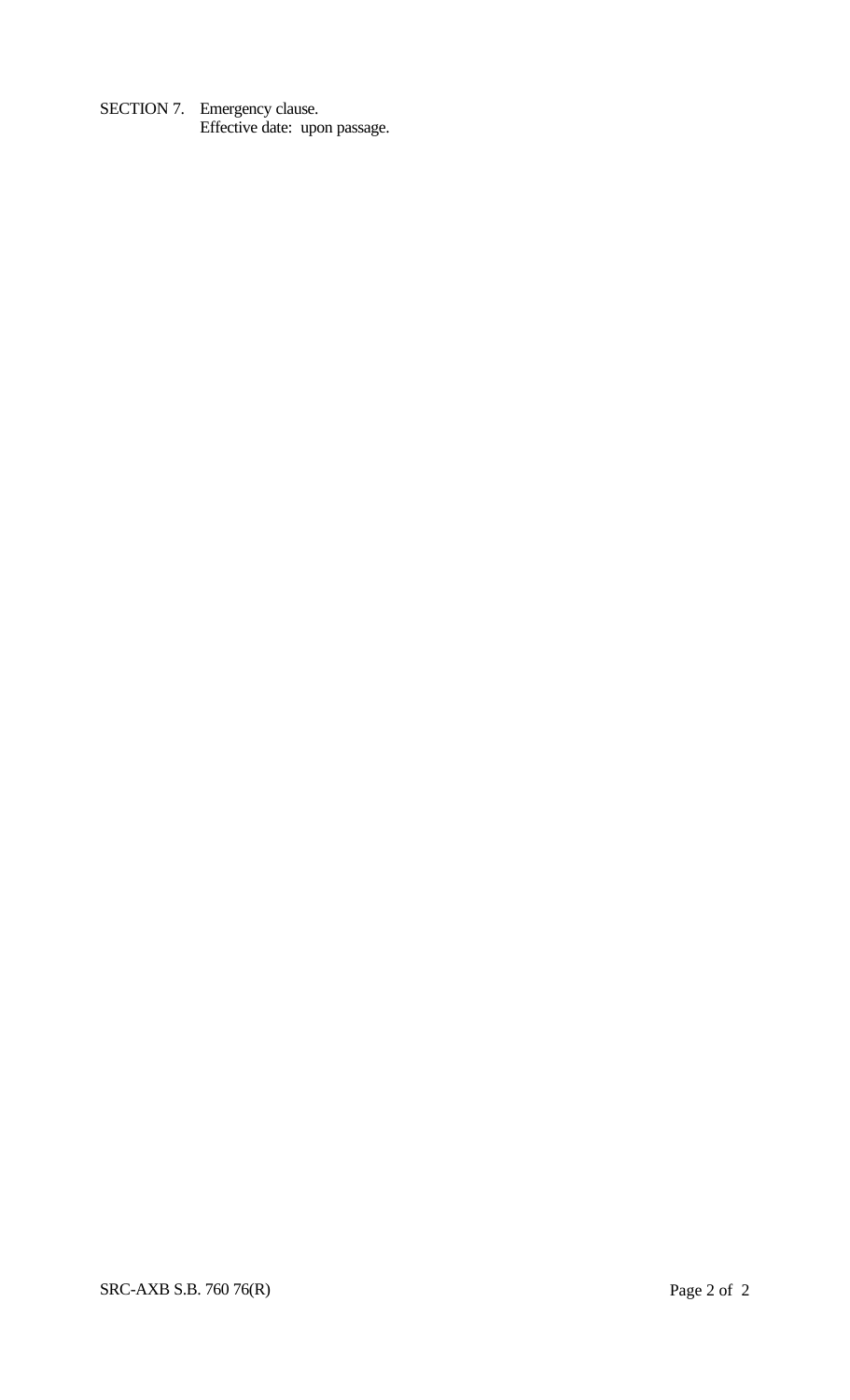SECTION 7. Emergency clause.
Effective date: upon passage.